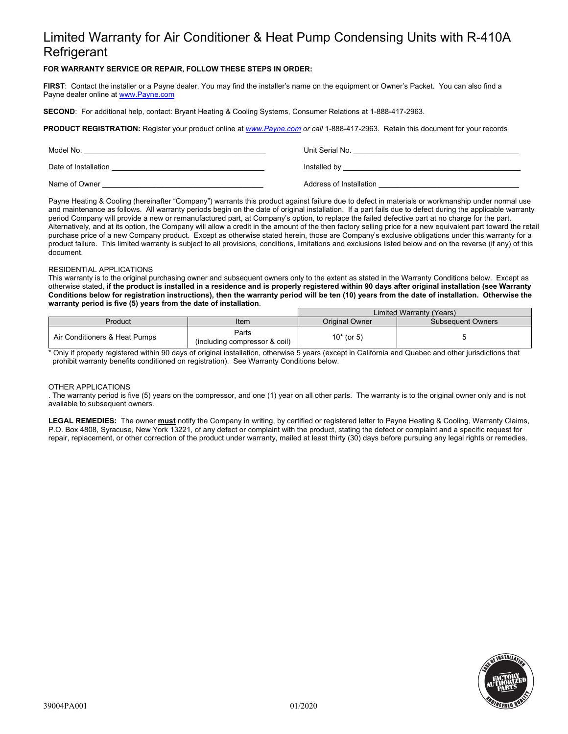# Limited Warranty for Air Conditioner & Heat Pump Condensing Units with R-410A Refrigerant

**FOR WARRANTY SERVICE OR REPAIR, FOLLOW THESE STEPS IN ORDER:**

**FIRST**: Contact the installer or a Payne dealer. You may find the installer's name on the equipment or Owner's Packet. You can also find a Payne dealer online at www.Payne.com

**SECOND**: For additional help, contact: Bryant Heating & Cooling Systems, Consumer Relations at 1-888-417-2963.

**PRODUCT REGISTRATION:** Register your product online at *www.Payne.com or call* 1-888-417-2963. Retain this document for your records

Model No. ______________________________ Unit Serial No. ______________________________

Date of Installation ______________________________ Installed by ______________________________

Name of Owner ______________________________ Address of Installation ______________________________

Payne Heating & Cooling (hereinafter "Company") warrants this product against failure due to defect in materials or workmanship under normal use and maintenance as follows. All warranty periods begin on the date of original installation. If a part fails due to defect during the applicable warranty period Company will provide a new or remanufactured part, at Company's option, to replace the failed defective part at no charge for the part. Alternatively, and at its option, the Company will allow a credit in the amount of the then factory selling price for a new equivalent part toward the retail purchase price of a new Company product. Except as otherwise stated herein, those are Company's exclusive obligations under this warranty for a product failure. This limited warranty is subject to all provisions, conditions, limitations and exclusions listed below and on the reverse (if any) of this document.

RESIDENTIAL APPLICATIONS

This warranty is to the original purchasing owner and subsequent owners only to the extent as stated in the Warranty Conditions below. Except as otherwise stated, **if the product is installed in a residence and is properly registered within 90 days after original installation (see Warranty Conditions below for registration instructions), then the warranty period will be ten (10) years from the date of installation. Otherwise the warranty period is five (5) years from the date of installation**.

| | | Limited Warranty (Years) | |
|---|---|---|---|
| Product | Item | Original Owner | Subsequent Owners |
| Air Conditioners & Heat Pumps | Parts (including compressor & coil) | 10* (or 5) | 5 |

\* Only if properly registered within 90 days of original installation, otherwise 5 years (except in California and Quebec and other jurisdictions that prohibit warranty benefits conditioned on registration). See Warranty Conditions below.

OTHER APPLICATIONS

. The warranty period is five (5) years on the compressor, and one (1) year on all other parts. The warranty is to the original owner only and is not available to subsequent owners.

**LEGAL REMEDIES:** The owner **must** notify the Company in writing, by certified or registered letter to Payne Heating & Cooling, Warranty Claims, P.O. Box 4808, Syracuse, New York 13221, of any defect or complaint with the product, stating the defect or complaint and a specific request for repair, replacement, or other correction of the product under warranty, mailed at least thirty (30) days before pursuing any legal rights or remedies.

39004PA001 01/2020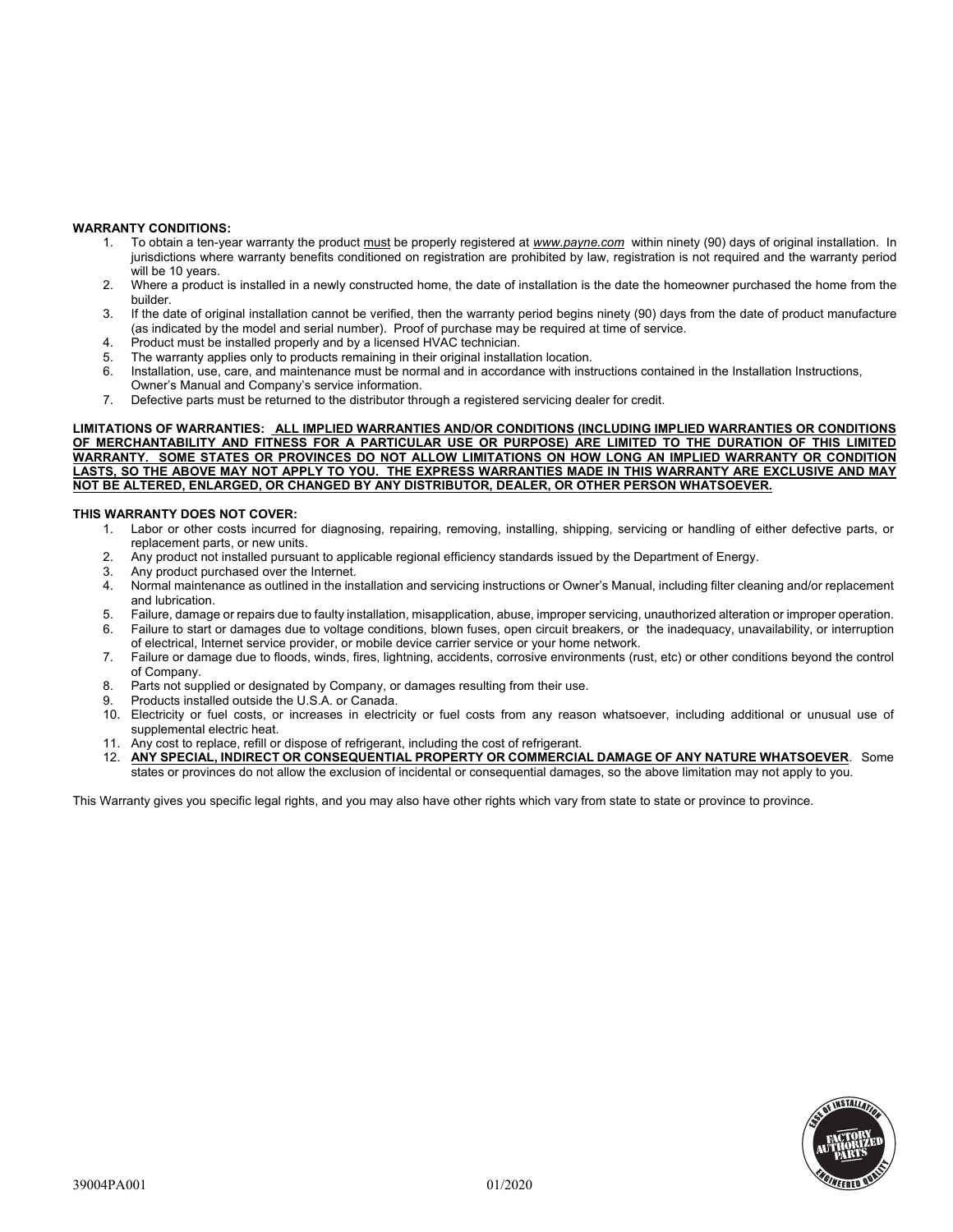**WARRANTY CONDITIONS:**

1. To obtain a ten-year warranty the product must be properly registered at *www.payne.com* within ninety (90) days of original installation. In jurisdictions where warranty benefits conditioned on registration are prohibited by law, registration is not required and the warranty period will be 10 years.
2. Where a product is installed in a newly constructed home, the date of installation is the date the homeowner purchased the home from the builder.
3. If the date of original installation cannot be verified, then the warranty period begins ninety (90) days from the date of product manufacture (as indicated by the model and serial number). Proof of purchase may be required at time of service.
4. Product must be installed properly and by a licensed HVAC technician.
5. The warranty applies only to products remaining in their original installation location.
6. Installation, use, care, and maintenance must be normal and in accordance with instructions contained in the Installation Instructions, Owner's Manual and Company's service information.
7. Defective parts must be returned to the distributor through a registered servicing dealer for credit.

**LIMITATIONS OF WARRANTIES: ALL IMPLIED WARRANTIES AND/OR CONDITIONS (INCLUDING IMPLIED WARRANTIES OR CONDITIONS OF MERCHANTABILITY AND FITNESS FOR A PARTICULAR USE OR PURPOSE) ARE LIMITED TO THE DURATION OF THIS LIMITED WARRANTY. SOME STATES OR PROVINCES DO NOT ALLOW LIMITATIONS ON HOW LONG AN IMPLIED WARRANTY OR CONDITION LASTS, SO THE ABOVE MAY NOT APPLY TO YOU. THE EXPRESS WARRANTIES MADE IN THIS WARRANTY ARE EXCLUSIVE AND MAY NOT BE ALTERED, ENLARGED, OR CHANGED BY ANY DISTRIBUTOR, DEALER, OR OTHER PERSON WHATSOEVER.**

**THIS WARRANTY DOES NOT COVER:**

1. Labor or other costs incurred for diagnosing, repairing, removing, installing, shipping, servicing or handling of either defective parts, or replacement parts, or new units.
2. Any product not installed pursuant to applicable regional efficiency standards issued by the Department of Energy.
3. Any product purchased over the Internet.
4. Normal maintenance as outlined in the installation and servicing instructions or Owner's Manual, including filter cleaning and/or replacement and lubrication.
5. Failure, damage or repairs due to faulty installation, misapplication, abuse, improper servicing, unauthorized alteration or improper operation.
6. Failure to start or damages due to voltage conditions, blown fuses, open circuit breakers, or the inadequacy, unavailability, or interruption of electrical, Internet service provider, or mobile device carrier service or your home network.
7. Failure or damage due to floods, winds, fires, lightning, accidents, corrosive environments (rust, etc) or other conditions beyond the control of Company.
8. Parts not supplied or designated by Company, or damages resulting from their use.
9. Products installed outside the U.S.A. or Canada.
10. Electricity or fuel costs, or increases in electricity or fuel costs from any reason whatsoever, including additional or unusual use of supplemental electric heat.
11. Any cost to replace, refill or dispose of refrigerant, including the cost of refrigerant.
12. **ANY SPECIAL, INDIRECT OR CONSEQUENTIAL PROPERTY OR COMMERCIAL DAMAGE OF ANY NATURE WHATSOEVER**. Some states or provinces do not allow the exclusion of incidental or consequential damages, so the above limitation may not apply to you.

This Warranty gives you specific legal rights, and you may also have other rights which vary from state to state or province to province.

39004PA001 01/2020